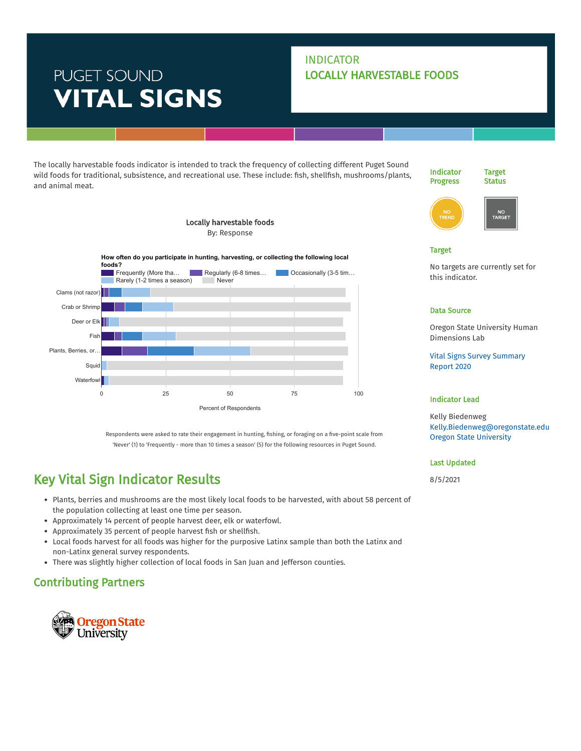PUGET SOUND

# VITAL SIGNS

INDICATOR

## LOCALLY HARVESTABLE FOODS

The locally harvestable foods indicator is intended to track the frequency of collecting different Puget Sound wild foods for traditional, subsistence, and recreational use. These include: fish, shellfish, mushrooms/plants, and animal meat.

**Indicator Progress**: NO TREND

**Target Status**: NO TARGET

Locally harvestable foods
By: Response

How often do you participate in hunting, harvesting, or collecting the following local foods?

Frequently (More tha… | Regularly (6-8 times… | Occasionally (3-5 tim… | Rarely (1-2 times a season) | Never

Clams (not razor), Crab or Shrimp, Deer or Elk, Fish, Plants, Berries, or…, Squid, Waterfowl

0 | 25 | 50 | 75 | 100

Percent of Respondents

Respondents were asked to rate their engagement in hunting, fishing, or foraging on a five-point scale from 'Never' (1) to 'Frequently - more than 10 times a season' (5) for the following resources in Puget Sound.

## Key Vital Sign Indicator Results

- Plants, berries and mushrooms are the most likely local foods to be harvested, with about 58 percent of the population collecting at least one time per season.
- Approximately 14 percent of people harvest deer, elk or waterfowl.
- Approximately 35 percent of people harvest fish or shellfish.
- Local foods harvest for all foods was higher for the purposive Latinx sample than both the Latinx and non-Latinx general survey respondents.
- There was slightly higher collection of local foods in San Juan and Jefferson counties.

## Contributing Partners

Oregon State University

### Target

No targets are currently set for this indicator.

### Data Source

Oregon State University Human Dimensions Lab

Vital Signs Survey Summary Report 2020

### Indicator Lead

Kelly Biedenweg
Kelly.Biedenweg@oregonstate.edu
Oregon State University

### Last Updated

8/5/2021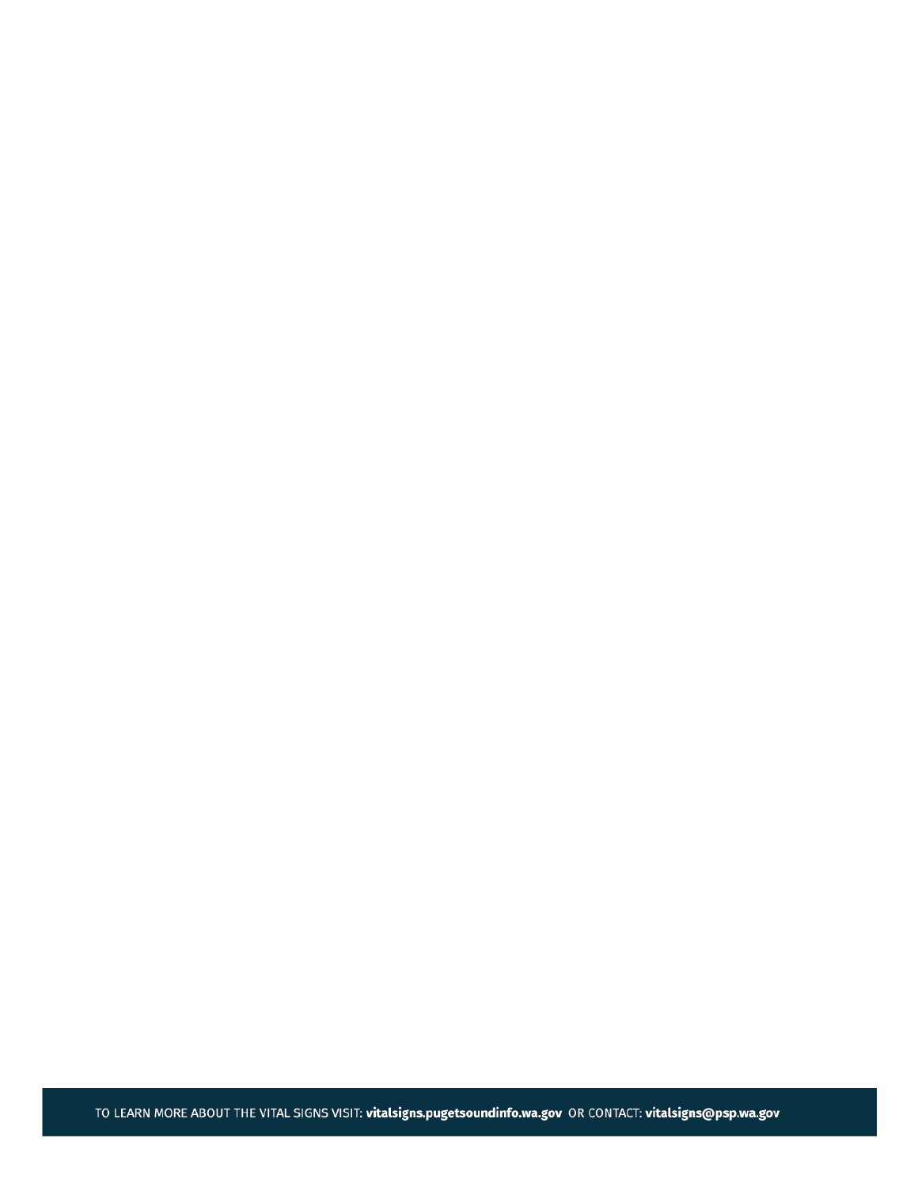TO LEARN MORE ABOUT THE VITAL SIGNS VISIT: **vitalsigns.pugetsoundinfo.wa.gov** OR CONTACT: **vitalsigns@psp.wa.gov**